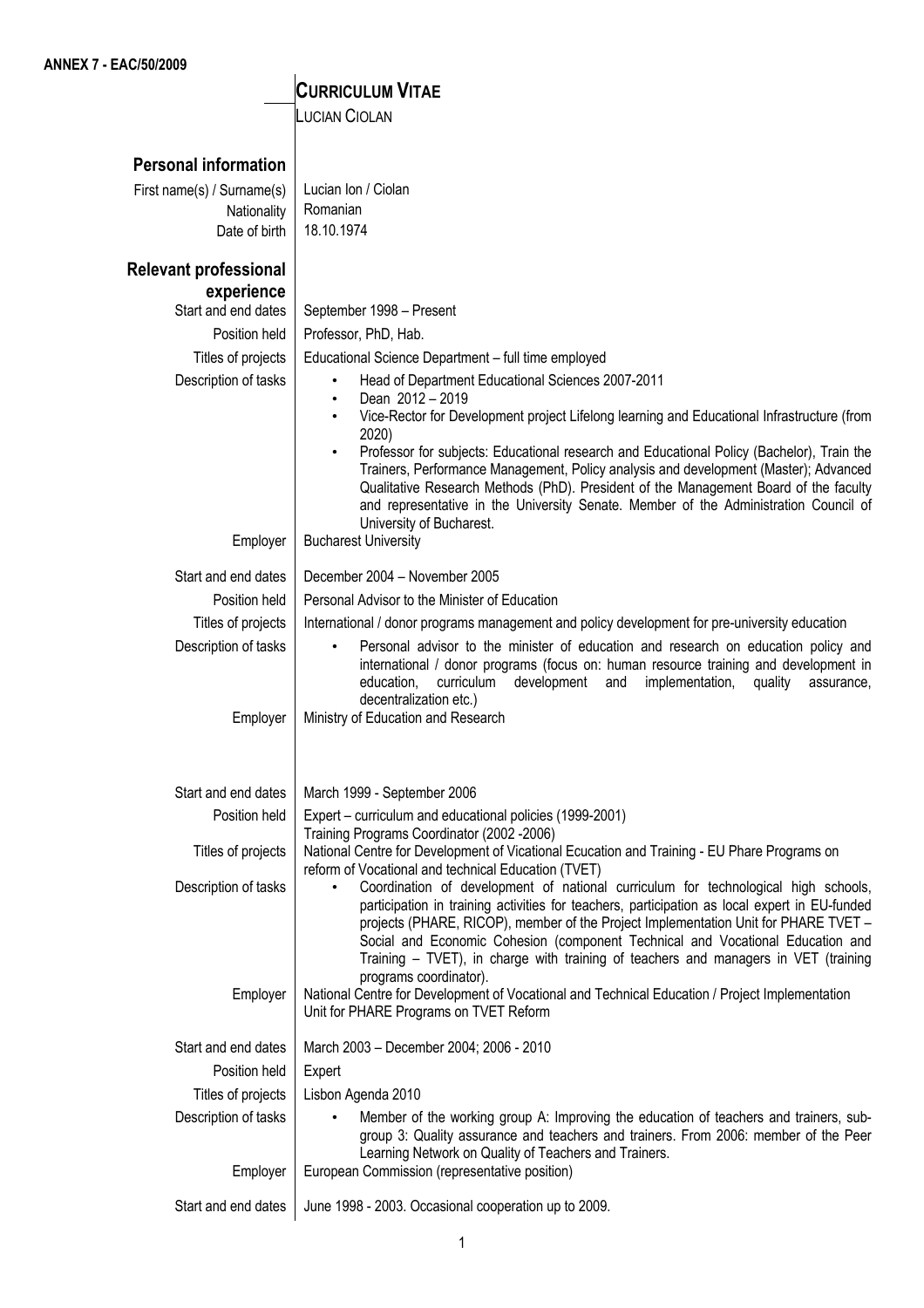**ANNEX 7 - EAC/50/2009**

# CURRICULUM VITAE

LUCIAN CIOLAN

## Personal information

| | |
|---|---|
| First name(s) / Surname(s) | Lucian Ion / Ciolan |
| Nationality | Romanian |
| Date of birth | 18.10.1974 |

## Relevant professional experience

| | |
|---|---|
| Start and end dates | September 1998 – Present |
| Position held | Professor, PhD, Hab. |
| Titles of projects | Educational Science Department – full time employed |
| Description of tasks | • Head of Department Educational Sciences 2007-2011<br>• Dean 2012 – 2019<br>• Vice-Rector for Development project Lifelong learning and Educational Infrastructure (from 2020)<br>• Professor for subjects: Educational research and Educational Policy (Bachelor), Train the Trainers, Performance Management, Policy analysis and development (Master); Advanced Qualitative Research Methods (PhD). President of the Management Board of the faculty and representative in the University Senate. Member of the Administration Council of University of Bucharest. |
| Employer | Bucharest University |

| | |
|---|---|
| Start and end dates | December 2004 – November 2005 |
| Position held | Personal Advisor to the Minister of Education |
| Titles of projects | International / donor programs management and policy development for pre-university education |
| Description of tasks | • Personal advisor to the minister of education and research on education policy and international / donor programs (focus on: human resource training and development in education, curriculum development and implementation, quality assurance, decentralization etc.) |
| Employer | Ministry of Education and Research |

| | |
|---|---|
| Start and end dates | March 1999 - September 2006 |
| Position held | Expert – curriculum and educational policies (1999-2001)<br>Training Programs Coordinator (2002 -2006) |
| Titles of projects | National Centre for Development of Vicational Ecucation and Training - EU Phare Programs on reform of Vocational and technical Education (TVET) |
| Description of tasks | • Coordination of development of national curriculum for technological high schools, participation in training activities for teachers, participation as local expert in EU-funded projects (PHARE, RICOP), member of the Project Implementation Unit for PHARE TVET – Social and Economic Cohesion (component Technical and Vocational Education and Training – TVET), in charge with training of teachers and managers in VET (training programs coordinator). |
| Employer | National Centre for Development of Vocational and Technical Education / Project Implementation Unit for PHARE Programs on TVET Reform |

| | |
|---|---|
| Start and end dates | March 2003 – December 2004; 2006 - 2010 |
| Position held | Expert |
| Titles of projects | Lisbon Agenda 2010 |
| Description of tasks | • Member of the working group A: Improving the education of teachers and trainers, sub-group 3: Quality assurance and teachers and trainers. From 2006: member of the Peer Learning Network on Quality of Teachers and Trainers. |
| Employer | European Commission (representative position) |

| | |
|---|---|
| Start and end dates | June 1998 - 2003. Occasional cooperation up to 2009. |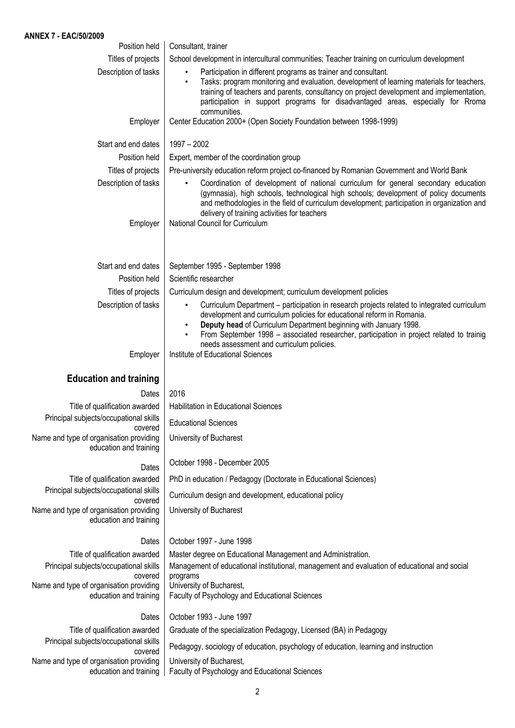**ANNEX 7 - EAC/50/2009**

| | |
|---|---|
| Position held | Consultant, trainer |
| Titles of projects | School development in intercultural communities; Teacher training on curriculum development |
| Description of tasks | • Participation in different programs as trainer and consultant.<br>• Tasks: program monitoring and evaluation, development of learning materials for teachers, training of teachers and parents, consultancy on project development and implementation, participation in support programs for disadvantaged areas, especially for Rroma communities. |
| Employer | Center Education 2000+ (Open Society Foundation between 1998-1999) |
| | |
| Start and end dates | 1997 – 2002 |
| Position held | Expert, member of the coordination group |
| Titles of projects | Pre-university education reform project co-financed by Romanian Government and World Bank |
| Description of tasks | • Coordination of development of national curriculum for general secondary education (gymnasia), high schools, technological high schools; development of policy documents and methodologies in the field of curriculum development; participation in organization and delivery of training activities for teachers |
| Employer | National Council for Curriculum |
| | |
| Start and end dates | September 1995 - September 1998 |
| Position held | Scientific researcher |
| Titles of projects | Curriculum design and development; curriculum development policies |
| Description of tasks | • Curriculum Department – participation in research projects related to integrated curriculum development and curriculum policies for educational reform in Romania.<br>• **Deputy head** of Curriculum Department beginning with January 1998.<br>• From September 1998 – associated researcher, participation in project related to trainig needs assessment and curriculum policies. |
| Employer | Institute of Educational Sciences |

## Education and training

| | |
|---|---|
| Dates | 2016 |
| Title of qualification awarded | Habilitation in Educational Sciences |
| Principal subjects/occupational skills covered | Educational Sciences |
| Name and type of organisation providing education and training | University of Bucharest |
| | |
| Dates | October 1998 - December 2005 |
| Title of qualification awarded | PhD in education / Pedagogy (Doctorate in Educational Sciences) |
| Principal subjects/occupational skills covered | Curriculum design and development, educational policy |
| Name and type of organisation providing education and training | University of Bucharest |
| | |
| Dates | October 1997 - June 1998 |
| Title of qualification awarded | Master degree on Educational Management and Administration. |
| Principal subjects/occupational skills covered | Management of educational institutional, management and evaluation of educational and social programs |
| Name and type of organisation providing education and training | University of Bucharest, Faculty of Psychology and Educational Sciences |
| | |
| Dates | October 1993 - June 1997 |
| Title of qualification awarded | Graduate of the specialization Pedagogy, Licensed (BA) in Pedagogy |
| Principal subjects/occupational skills covered | Pedagogy, sociology of education, psychology of education, learning and instruction |
| Name and type of organisation providing education and training | University of Bucharest, Faculty of Psychology and Educational Sciences |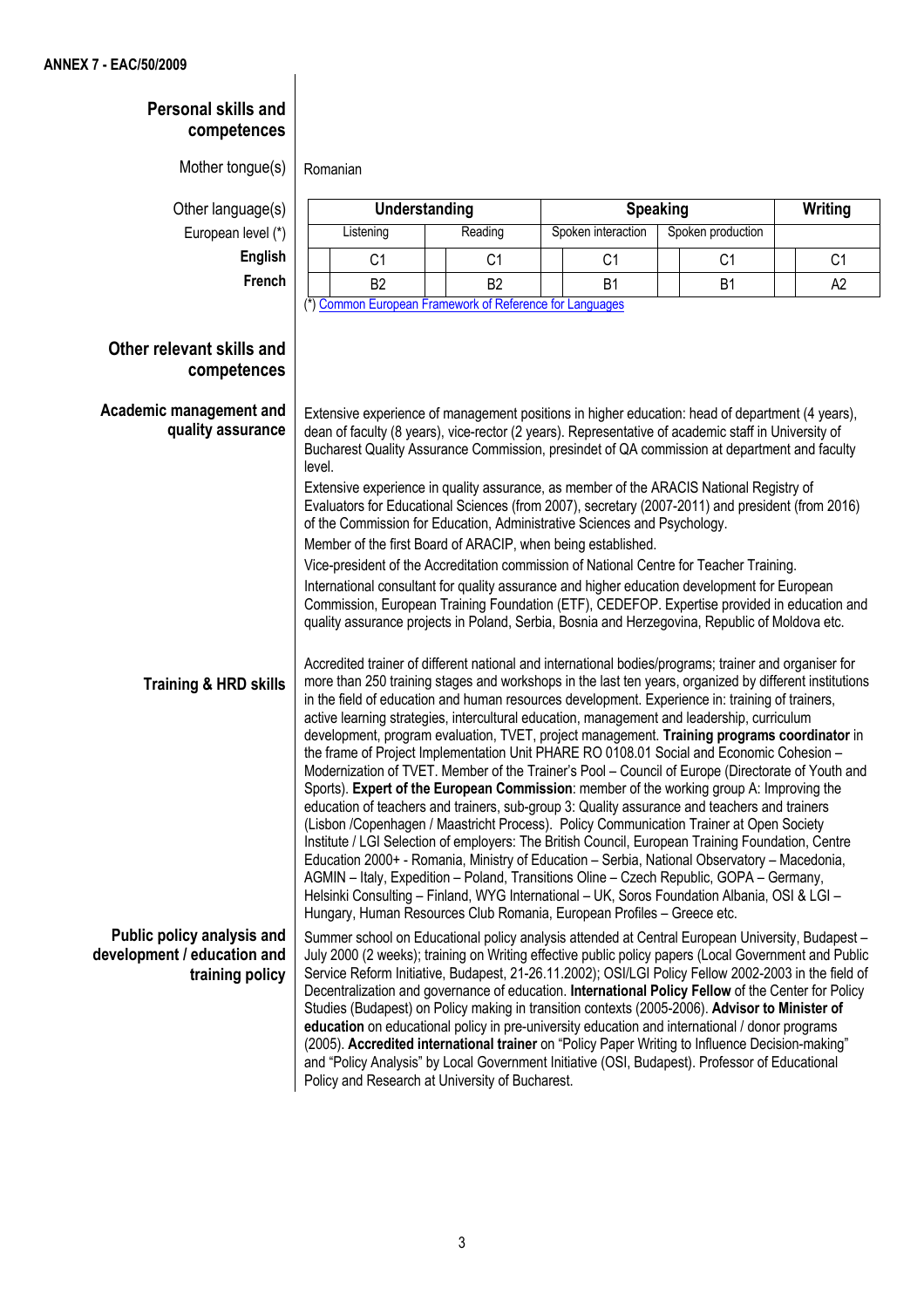ANNEX 7 - EAC/50/2009

## Personal skills and competences

**Mother tongue(s)**: Romanian

**Other language(s)**

| European level (*) | Understanding | | Speaking | | Writing |
|---|---|---|---|---|---|
| | Listening | Reading | Spoken interaction | Spoken production | |
| **English** | C1 | C1 | C1 | C1 | C1 |
| **French** | B2 | B2 | B1 | B1 | A2 |

(*) Common European Framework of Reference for Languages

## Other relevant skills and competences

### Academic management and quality assurance

Extensive experience of management positions in higher education: head of department (4 years), dean of faculty (8 years), vice-rector (2 years). Representative of academic staff in University of Bucharest Quality Assurance Commission, presindet of QA commission at department and faculty level.

Extensive experience in quality assurance, as member of the ARACIS National Registry of Evaluators for Educational Sciences (from 2007), secretary (2007-2011) and president (from 2016) of the Commission for Education, Administrative Sciences and Psychology.

Member of the first Board of ARACIP, when being established.

Vice-president of the Accreditation commission of National Centre for Teacher Training.

International consultant for quality assurance and higher education development for European Commission, European Training Foundation (ETF), CEDEFOP. Expertise provided in education and quality assurance projects in Poland, Serbia, Bosnia and Herzegovina, Republic of Moldova etc.

### Training & HRD skills

Accredited trainer of different national and international bodies/programs; trainer and organiser for more than 250 training stages and workshops in the last ten years, organized by different institutions in the field of education and human resources development. Experience in: training of trainers, active learning strategies, intercultural education, management and leadership, curriculum development, program evaluation, TVET, project management. **Training programs coordinator** in the frame of Project Implementation Unit PHARE RO 0108.01 Social and Economic Cohesion – Modernization of TVET. Member of the Trainer's Pool – Council of Europe (Directorate of Youth and Sports). **Expert of the European Commission**: member of the working group A: Improving the education of teachers and trainers, sub-group 3: Quality assurance and teachers and trainers (Lisbon /Copenhagen / Maastricht Process). Policy Communication Trainer at Open Society Institute / LGI Selection of employers: The British Council, European Training Foundation, Centre Education 2000+ - Romania, Ministry of Education – Serbia, National Observatory – Macedonia, AGMIN – Italy, Expedition – Poland, Transitions Oline – Czech Republic, GOPA – Germany, Helsinki Consulting – Finland, WYG International – UK, Soros Foundation Albania, OSI & LGI – Hungary, Human Resources Club Romania, European Profiles – Greece etc.

### Public policy analysis and development / education and training policy

Summer school on Educational policy analysis attended at Central European University, Budapest – July 2000 (2 weeks); training on Writing effective public policy papers (Local Government and Public Service Reform Initiative, Budapest, 21-26.11.2002); OSI/LGI Policy Fellow 2002-2003 in the field of Decentralization and governance of education. **International Policy Fellow** of the Center for Policy Studies (Budapest) on Policy making in transition contexts (2005-2006). **Advisor to Minister of education** on educational policy in pre-university education and international / donor programs (2005). **Accredited international trainer** on "Policy Paper Writing to Influence Decision-making" and "Policy Analysis" by Local Government Initiative (OSI, Budapest). Professor of Educational Policy and Research at University of Bucharest.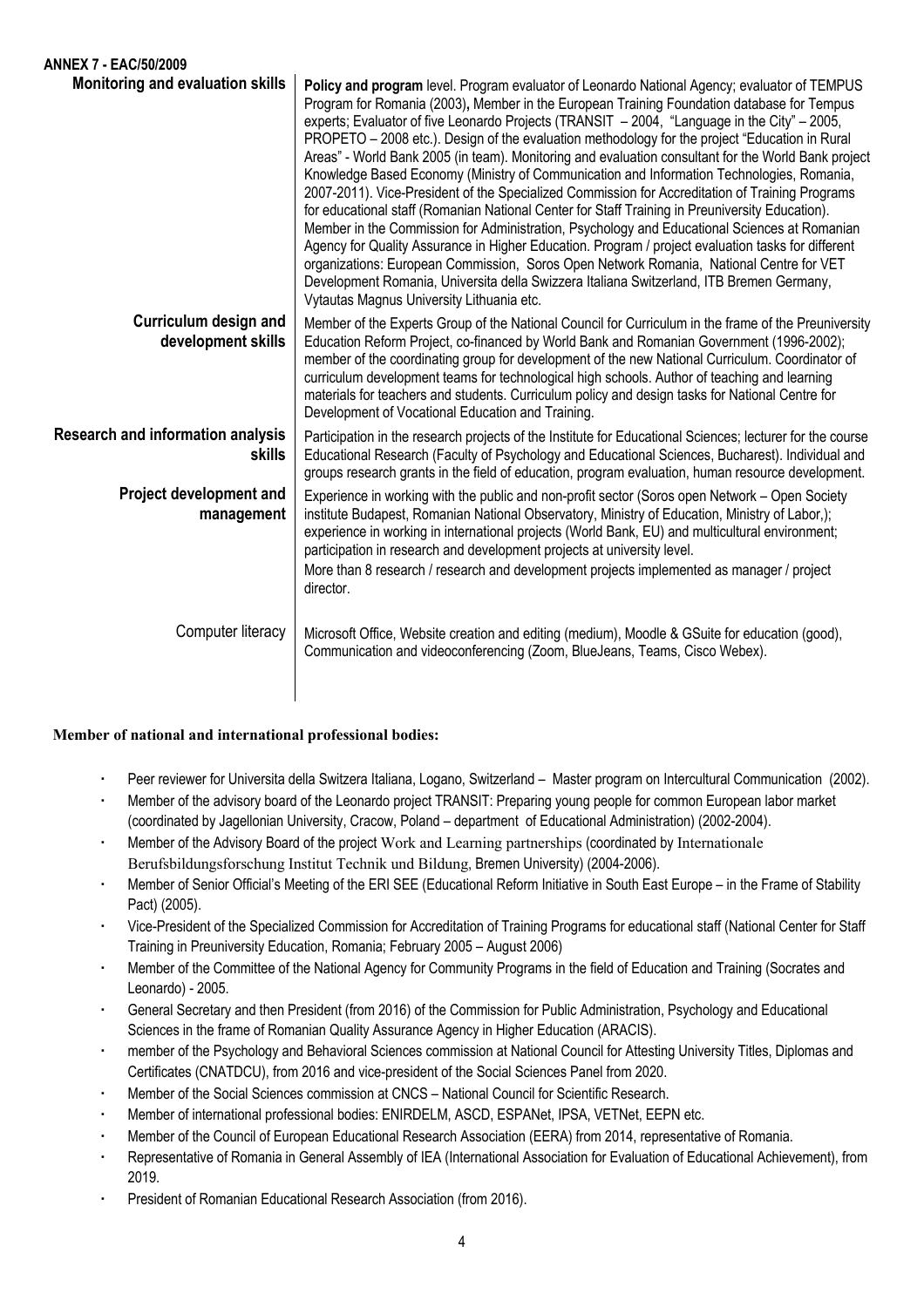**ANNEX 7 - EAC/50/2009**

| | |
|---|---|
| **Monitoring and evaluation skills** | **Policy and program** level. Program evaluator of Leonardo National Agency; evaluator of TEMPUS Program for Romania (2003)**,** Member in the European Training Foundation database for Tempus experts; Evaluator of five Leonardo Projects (TRANSIT – 2004, "Language in the City" – 2005, PROPETO – 2008 etc.). Design of the evaluation methodology for the project "Education in Rural Areas" - World Bank 2005 (in team). Monitoring and evaluation consultant for the World Bank project Knowledge Based Economy (Ministry of Communication and Information Technologies, Romania, 2007-2011). Vice-President of the Specialized Commission for Accreditation of Training Programs for educational staff (Romanian National Center for Staff Training in Preuniversity Education). Member in the Commission for Administration, Psychology and Educational Sciences at Romanian Agency for Quality Assurance in Higher Education. Program / project evaluation tasks for different organizations: European Commission, Soros Open Network Romania, National Centre for VET Development Romania, Universita della Swizzera Italiana Switzerland, ITB Bremen Germany, Vytautas Magnus University Lithuania etc. |
| **Curriculum design and development skills** | Member of the Experts Group of the National Council for Curriculum in the frame of the Preuniversity Education Reform Project, co-financed by World Bank and Romanian Government (1996-2002); member of the coordinating group for development of the new National Curriculum. Coordinator of curriculum development teams for technological high schools. Author of teaching and learning materials for teachers and students. Curriculum policy and design tasks for National Centre for Development of Vocational Education and Training. |
| **Research and information analysis skills** | Participation in the research projects of the Institute for Educational Sciences; lecturer for the course Educational Research (Faculty of Psychology and Educational Sciences, Bucharest). Individual and groups research grants in the field of education, program evaluation, human resource development. |
| **Project development and management** | Experience in working with the public and non-profit sector (Soros open Network – Open Society institute Budapest, Romanian National Observatory, Ministry of Education, Ministry of Labor,); experience in working in international projects (World Bank, EU) and multicultural environment; participation in research and development projects at university level.<br>More than 8 research / research and development projects implemented as manager / project director. |
| Computer literacy | Microsoft Office, Website creation and editing (medium), Moodle & GSuite for education (good), Communication and videoconferencing (Zoom, BlueJeans, Teams, Cisco Webex). |

**Member of national and international professional bodies:**

- Peer reviewer for Universita della Switzera Italiana, Logano, Switzerland – Master program on Intercultural Communication (2002).
- Member of the advisory board of the Leonardo project TRANSIT: Preparing young people for common European labor market (coordinated by Jagellonian University, Cracow, Poland – department of Educational Administration) (2002-2004).
- Member of the Advisory Board of the project Work and Learning partnerships (coordinated by Internationale Berufsbildungsforschung Institut Technik und Bildung, Bremen University) (2004-2006).
- Member of Senior Official's Meeting of the ERI SEE (Educational Reform Initiative in South East Europe – in the Frame of Stability Pact) (2005).
- Vice-President of the Specialized Commission for Accreditation of Training Programs for educational staff (National Center for Staff Training in Preuniversity Education, Romania; February 2005 – August 2006)
- Member of the Committee of the National Agency for Community Programs in the field of Education and Training (Socrates and Leonardo) - 2005.
- General Secretary and then President (from 2016) of the Commission for Public Administration, Psychology and Educational Sciences in the frame of Romanian Quality Assurance Agency in Higher Education (ARACIS).
- member of the Psychology and Behavioral Sciences commission at National Council for Attesting University Titles, Diplomas and Certificates (CNATDCU), from 2016 and vice-president of the Social Sciences Panel from 2020.
- Member of the Social Sciences commission at CNCS – National Council for Scientific Research.
- Member of international professional bodies: ENIRDELM, ASCD, ESPANet, IPSA, VETNet, EEPN etc.
- Member of the Council of European Educational Research Association (EERA) from 2014, representative of Romania.
- Representative of Romania in General Assembly of IEA (International Association for Evaluation of Educational Achievement), from 2019.
- President of Romanian Educational Research Association (from 2016).